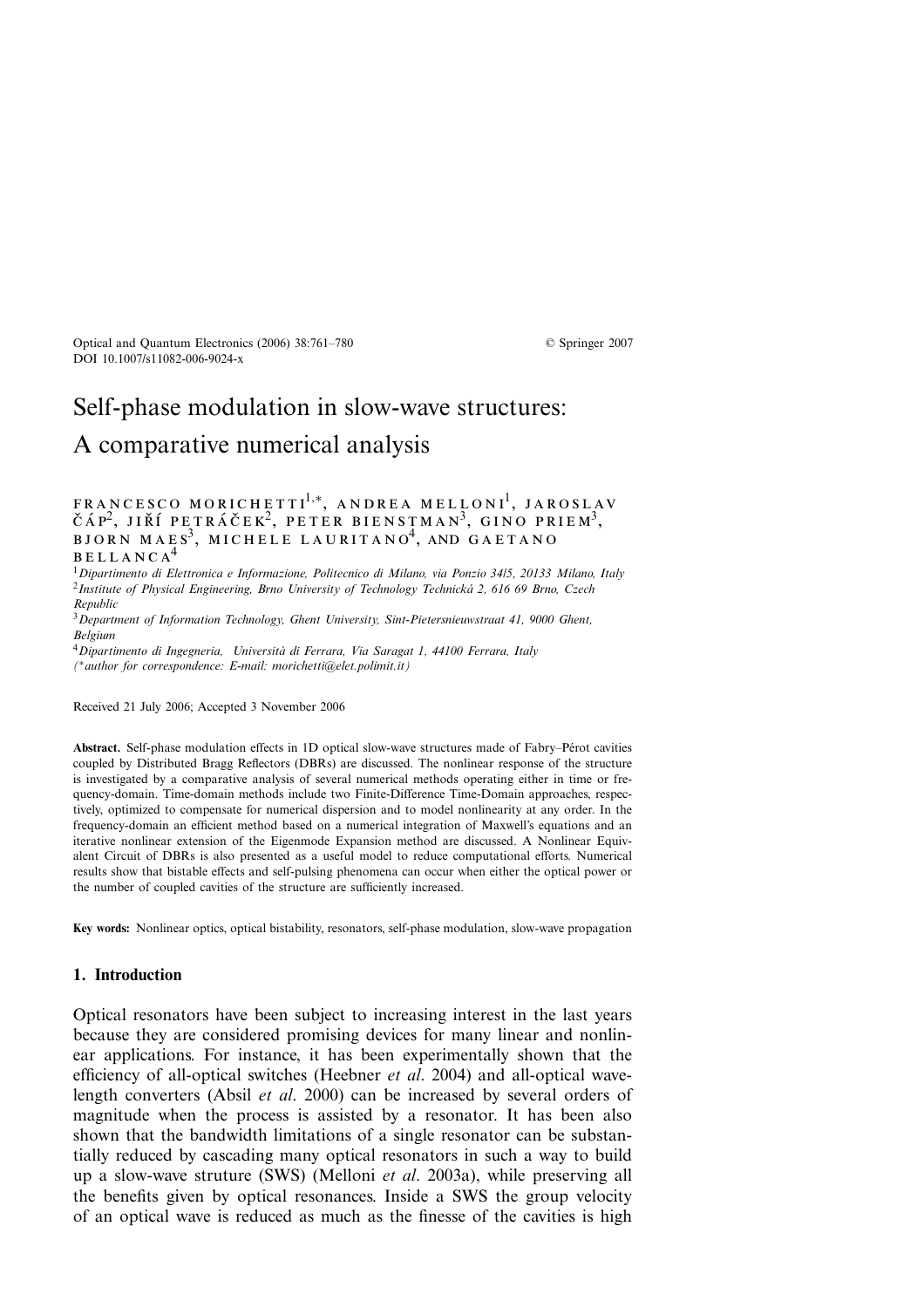Optical and Quantum Electronics (2006) 38:761–780 © Springer 2007
DOI 10.1007/s11082-006-9024-x

# Self-phase modulation in slow-wave structures: A comparative numerical analysis

FRANCESCO MORICHETTI[1,*], ANDREA MELLONI[1], JAROSLAV ČÁP[2], JIŘÍ PETRÁČEK[2], PETER BIENSTMAN[3], GINO PRIEM[3], BJORN MAES[3], MICHELE LAURITANO[4], AND GAETANO BELLANCA[4]

[1]*Dipartimento di Elettronica e Informazione, Politecnico di Milano, via Ponzio 34/5, 20133 Milano, Italy*
[2]*Institute of Physical Engineering, Brno University of Technology Technická 2, 616 69 Brno, Czech Republic*
[3]*Department of Information Technology, Ghent University, Sint-Pietersnieuwstraat 41, 9000 Ghent, Belgium*
[4]*Dipartimento di Ingegneria, Università di Ferrara, Via Saragat 1, 44100 Ferrara, Italy*
(*author for correspondence: E-mail: morichetti@elet.polimit.it)

Received 21 July 2006; Accepted 3 November 2006

**Abstract.** Self-phase modulation effects in 1D optical slow-wave structures made of Fabry–Pérot cavities coupled by Distributed Bragg Reflectors (DBRs) are discussed. The nonlinear response of the structure is investigated by a comparative analysis of several numerical methods operating either in time or frequency-domain. Time-domain methods include two Finite-Difference Time-Domain approaches, respectively, optimized to compensate for numerical dispersion and to model nonlinearity at any order. In the frequency-domain an efficient method based on a numerical integration of Maxwell's equations and an iterative nonlinear extension of the Eigenmode Expansion method are discussed. A Nonlinear Equivalent Circuit of DBRs is also presented as a useful model to reduce computational efforts. Numerical results show that bistable effects and self-pulsing phenomena can occur when either the optical power or the number of coupled cavities of the structure are sufficiently increased.

**Key words:** Nonlinear optics, optical bistability, resonators, self-phase modulation, slow-wave propagation

## 1. Introduction

Optical resonators have been subject to increasing interest in the last years because they are considered promising devices for many linear and nonlinear applications. For instance, it has been experimentally shown that the efficiency of all-optical switches (Heebner *et al*. 2004) and all-optical wavelength converters (Absil *et al*. 2000) can be increased by several orders of magnitude when the process is assisted by a resonator. It has been also shown that the bandwidth limitations of a single resonator can be substantially reduced by cascading many optical resonators in such a way to build up a slow-wave struture (SWS) (Melloni *et al*. 2003a), while preserving all the benefits given by optical resonances. Inside a SWS the group velocity of an optical wave is reduced as much as the finesse of the cavities is high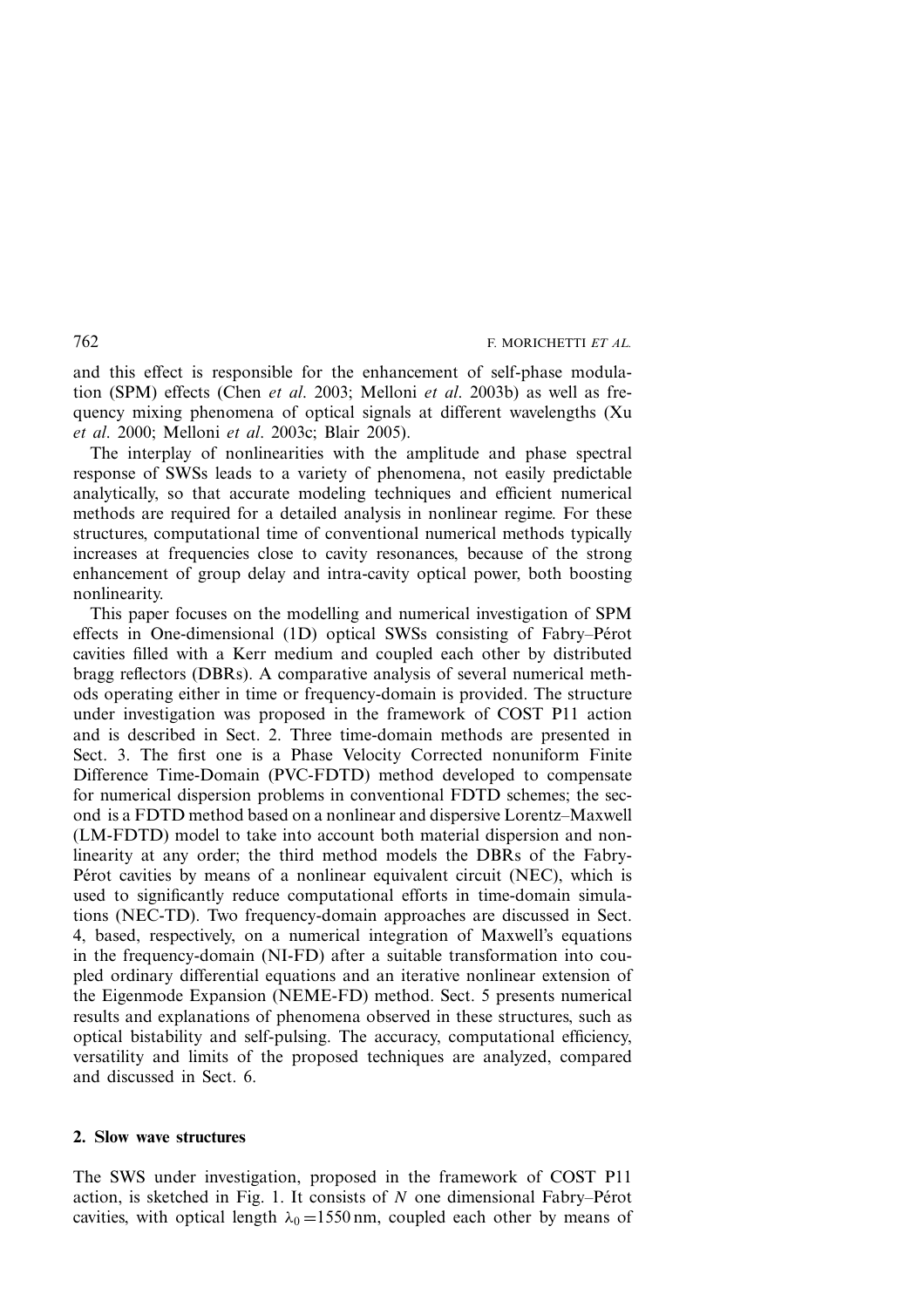and this effect is responsible for the enhancement of self-phase modulation (SPM) effects (Chen *et al*. 2003; Melloni *et al*. 2003b) as well as frequency mixing phenomena of optical signals at different wavelengths (Xu *et al*. 2000; Melloni *et al*. 2003c; Blair 2005).

The interplay of nonlinearities with the amplitude and phase spectral response of SWSs leads to a variety of phenomena, not easily predictable analytically, so that accurate modeling techniques and efficient numerical methods are required for a detailed analysis in nonlinear regime. For these structures, computational time of conventional numerical methods typically increases at frequencies close to cavity resonances, because of the strong enhancement of group delay and intra-cavity optical power, both boosting nonlinearity.

This paper focuses on the modelling and numerical investigation of SPM effects in One-dimensional (1D) optical SWSs consisting of Fabry–Pérot cavities filled with a Kerr medium and coupled each other by distributed bragg reflectors (DBRs). A comparative analysis of several numerical methods operating either in time or frequency-domain is provided. The structure under investigation was proposed in the framework of COST P11 action and is described in Sect. 2. Three time-domain methods are presented in Sect. 3. The first one is a Phase Velocity Corrected nonuniform Finite Difference Time-Domain (PVC-FDTD) method developed to compensate for numerical dispersion problems in conventional FDTD schemes; the second is a FDTD method based on a nonlinear and dispersive Lorentz–Maxwell (LM-FDTD) model to take into account both material dispersion and nonlinearity at any order; the third method models the DBRs of the Fabry-Pérot cavities by means of a nonlinear equivalent circuit (NEC), which is used to significantly reduce computational efforts in time-domain simulations (NEC-TD). Two frequency-domain approaches are discussed in Sect. 4, based, respectively, on a numerical integration of Maxwell's equations in the frequency-domain (NI-FD) after a suitable transformation into coupled ordinary differential equations and an iterative nonlinear extension of the Eigenmode Expansion (NEME-FD) method. Sect. 5 presents numerical results and explanations of phenomena observed in these structures, such as optical bistability and self-pulsing. The accuracy, computational efficiency, versatility and limits of the proposed techniques are analyzed, compared and discussed in Sect. 6.

## 2. Slow wave structures

The SWS under investigation, proposed in the framework of COST P11 action, is sketched in Fig. 1. It consists of $N$ one dimensional Fabry–Pérot cavities, with optical length $\lambda_0 = 1550$ nm, coupled each other by means of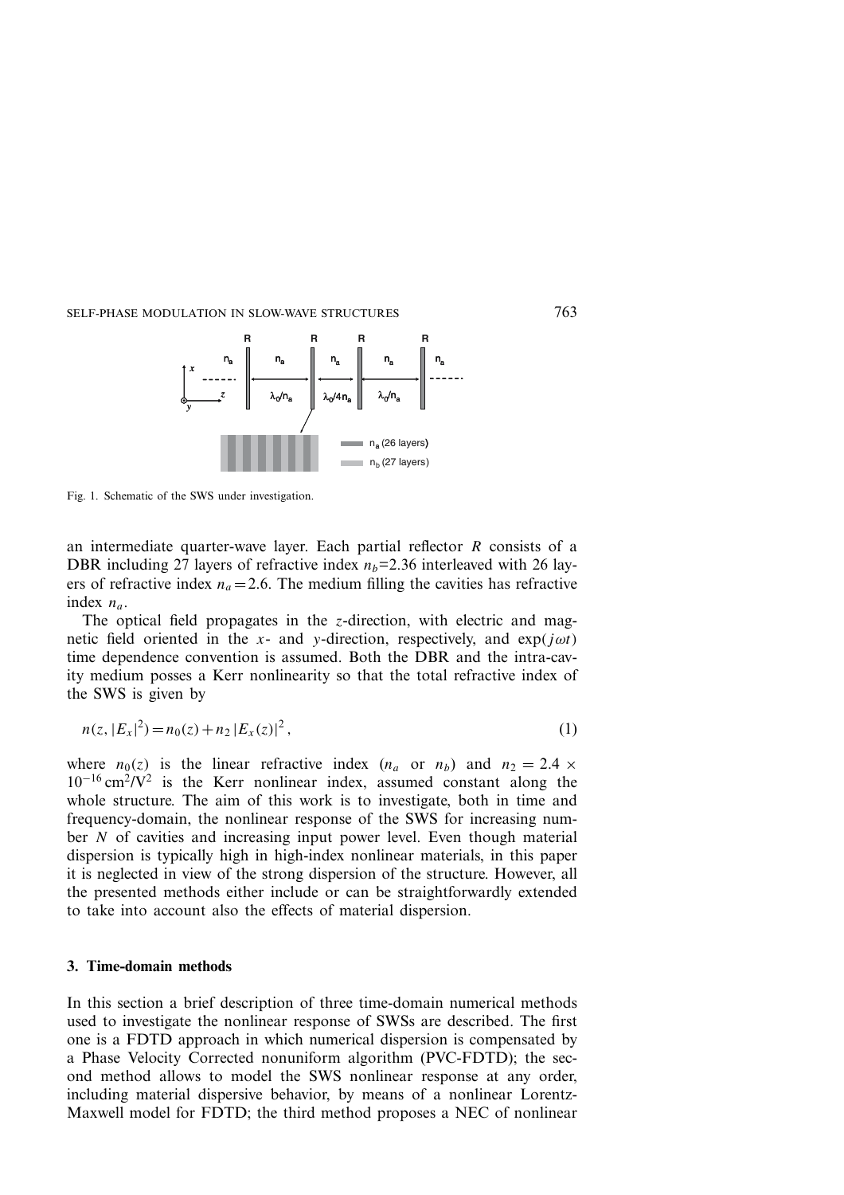Fig. 1. Schematic of the SWS under investigation.

an intermediate quarter-wave layer. Each partial reflector $R$ consists of a DBR including 27 layers of refractive index $n_b$=2.36 interleaved with 26 layers of refractive index $n_a = 2.6$. The medium filling the cavities has refractive index $n_a$.

The optical field propagates in the $z$-direction, with electric and magnetic field oriented in the $x$- and $y$-direction, respectively, and $\exp(j\omega t)$ time dependence convention is assumed. Both the DBR and the intra-cavity medium posses a Kerr nonlinearity so that the total refractive index of the SWS is given by

$$n(z, |E_x|^2) = n_0(z) + n_2 |E_x(z)|^2, \tag{1}$$

where $n_0(z)$ is the linear refractive index ($n_a$ or $n_b$) and $n_2 = 2.4 \times 10^{-16}\,\mathrm{cm}^2/\mathrm{V}^2$ is the Kerr nonlinear index, assumed constant along the whole structure. The aim of this work is to investigate, both in time and frequency-domain, the nonlinear response of the SWS for increasing number $N$ of cavities and increasing input power level. Even though material dispersion is typically high in high-index nonlinear materials, in this paper it is neglected in view of the strong dispersion of the structure. However, all the presented methods either include or can be straightforwardly extended to take into account also the effects of material dispersion.

### 3. Time-domain methods

In this section a brief description of three time-domain numerical methods used to investigate the nonlinear response of SWSs are described. The first one is a FDTD approach in which numerical dispersion is compensated by a Phase Velocity Corrected nonuniform algorithm (PVC-FDTD); the second method allows to model the SWS nonlinear response at any order, including material dispersive behavior, by means of a nonlinear Lorentz-Maxwell model for FDTD; the third method proposes a NEC of nonlinear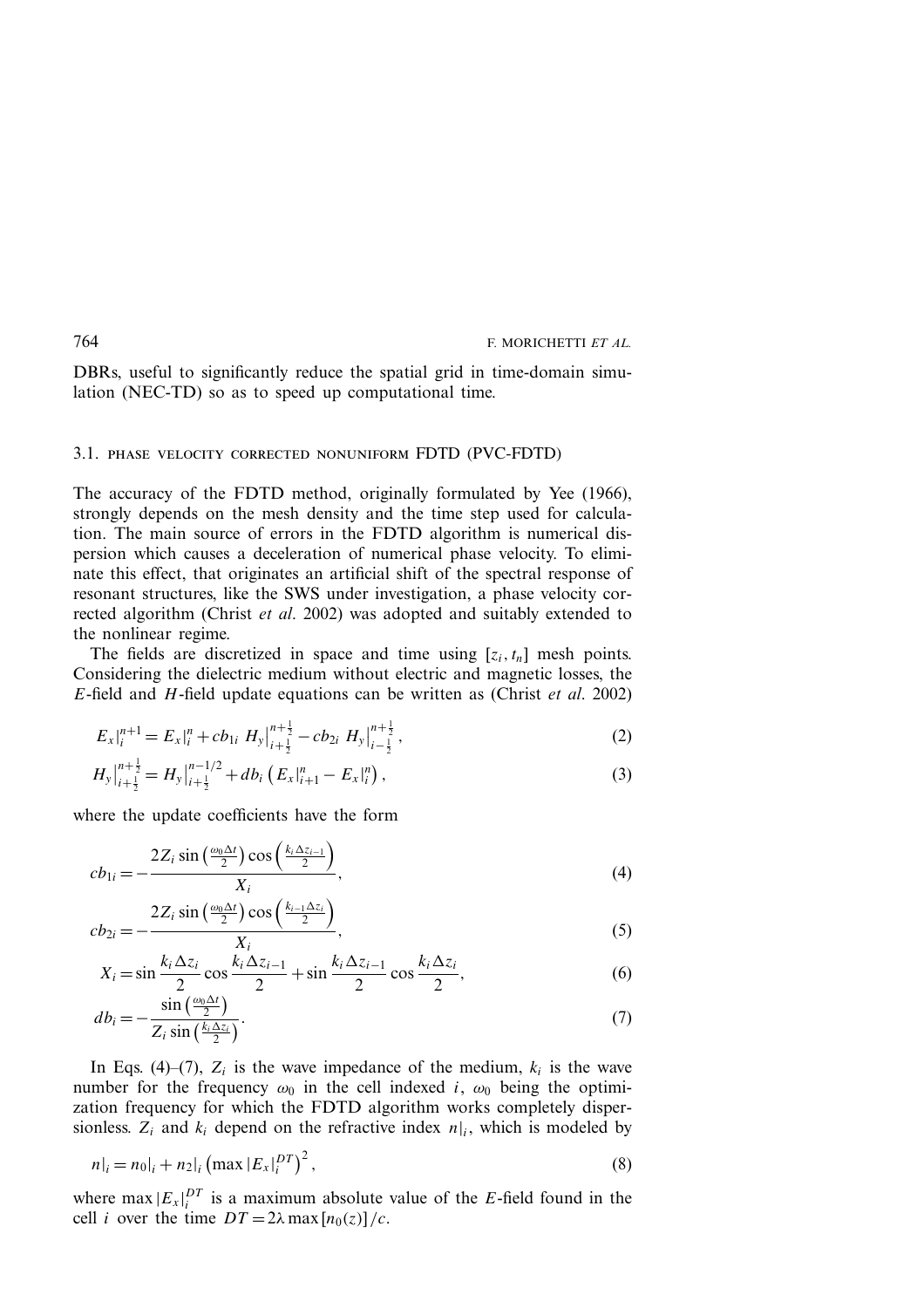DBRs, useful to significantly reduce the spatial grid in time-domain simulation (NEC-TD) so as to speed up computational time.

### 3.1. PHASE VELOCITY CORRECTED NONUNIFORM FDTD (PVC-FDTD)

The accuracy of the FDTD method, originally formulated by Yee (1966), strongly depends on the mesh density and the time step used for calculation. The main source of errors in the FDTD algorithm is numerical dispersion which causes a deceleration of numerical phase velocity. To eliminate this effect, that originates an artificial shift of the spectral response of resonant structures, like the SWS under investigation, a phase velocity corrected algorithm (Christ *et al*. 2002) was adopted and suitably extended to the nonlinear regime.

The fields are discretized in space and time using $[z_i, t_n]$ mesh points. Considering the dielectric medium without electric and magnetic losses, the $E$-field and $H$-field update equations can be written as (Christ *et al*. 2002)

$$E_x\big|_i^{n+1} = E_x\big|_i^n + cb_{1i}\ H_y\big|_{i+\frac{1}{2}}^{n+\frac{1}{2}} - cb_{2i}\ H_y\big|_{i-\frac{1}{2}}^{n+\frac{1}{2}}, \tag{2}$$

$$H_y\big|_{i+\frac{1}{2}}^{n+\frac{1}{2}} = H_y\big|_{i+\frac{1}{2}}^{n-1/2} + db_i\left(E_x\big|_{i+1}^n - E_x\big|_i^n\right), \tag{3}$$

where the update coefficients have the form

$$cb_{1i} = -\frac{2Z_i \sin\left(\frac{\omega_0 \Delta t}{2}\right)\cos\left(\frac{k_i \Delta z_{i-1}}{2}\right)}{X_i}, \tag{4}$$

$$cb_{2i} = -\frac{2Z_i \sin\left(\frac{\omega_0 \Delta t}{2}\right)\cos\left(\frac{k_{i-1} \Delta z_i}{2}\right)}{X_i}, \tag{5}$$

$$X_i = \sin\frac{k_i \Delta z_i}{2}\cos\frac{k_i \Delta z_{i-1}}{2} + \sin\frac{k_i \Delta z_{i-1}}{2}\cos\frac{k_i \Delta z_i}{2}, \tag{6}$$

$$db_i = -\frac{\sin\left(\frac{\omega_0 \Delta t}{2}\right)}{Z_i \sin\left(\frac{k_i \Delta z_i}{2}\right)}. \tag{7}$$

In Eqs. (4)–(7), $Z_i$ is the wave impedance of the medium, $k_i$ is the wave number for the frequency $\omega_0$ in the cell indexed $i$, $\omega_0$ being the optimization frequency for which the FDTD algorithm works completely dispersionless. $Z_i$ and $k_i$ depend on the refractive index $n|_i$, which is modeled by

$$n|_i = n_0|_i + n_2|_i \left(\max|E_x|_i^{DT}\right)^2, \tag{8}$$

where $\max|E_x|_i^{DT}$ is a maximum absolute value of the $E$-field found in the cell $i$ over the time $DT = 2\lambda \max[n_0(z)]/c$.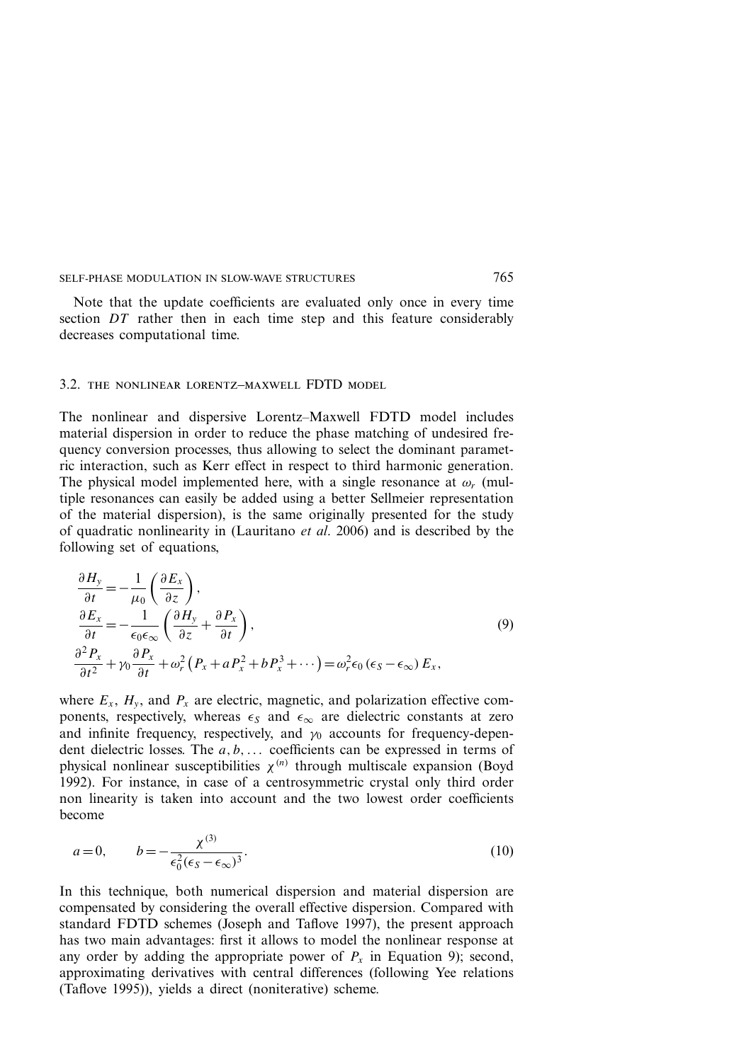Note that the update coefficients are evaluated only once in every time section $DT$ rather then in each time step and this feature considerably decreases computational time.

### 3.2. THE NONLINEAR LORENTZ–MAXWELL FDTD MODEL

The nonlinear and dispersive Lorentz–Maxwell FDTD model includes material dispersion in order to reduce the phase matching of undesired frequency conversion processes, thus allowing to select the dominant parametric interaction, such as Kerr effect in respect to third harmonic generation. The physical model implemented here, with a single resonance at $\omega_r$ (multiple resonances can easily be added using a better Sellmeier representation of the material dispersion), is the same originally presented for the study of quadratic nonlinearity in (Lauritano *et al*. 2006) and is described by the following set of equations,

$$
\begin{aligned}
&\frac{\partial H_y}{\partial t} = -\frac{1}{\mu_0}\left(\frac{\partial E_x}{\partial z}\right),\\
&\frac{\partial E_x}{\partial t} = -\frac{1}{\epsilon_0\epsilon_\infty}\left(\frac{\partial H_y}{\partial z}+\frac{\partial P_x}{\partial t}\right),\\
&\frac{\partial^2 P_x}{\partial t^2}+\gamma_0\frac{\partial P_x}{\partial t}+\omega_r^2\left(P_x+aP_x^2+bP_x^3+\cdots\right)=\omega_r^2\epsilon_0\left(\epsilon_S-\epsilon_\infty\right)E_x,
\end{aligned}
\tag{9}
$$

where $E_x$, $H_y$, and $P_x$ are electric, magnetic, and polarization effective components, respectively, whereas $\epsilon_S$ and $\epsilon_\infty$ are dielectric constants at zero and infinite frequency, respectively, and $\gamma_0$ accounts for frequency-dependent dielectric losses. The $a, b, \ldots$ coefficients can be expressed in terms of physical nonlinear susceptibilities $\chi^{(n)}$ through multiscale expansion (Boyd 1992). For instance, in case of a centrosymmetric crystal only third order non linearity is taken into account and the two lowest order coefficients become

$$
a = 0, \qquad b = -\frac{\chi^{(3)}}{\epsilon_0^2(\epsilon_S-\epsilon_\infty)^3}. \tag{10}
$$

In this technique, both numerical dispersion and material dispersion are compensated by considering the overall effective dispersion. Compared with standard FDTD schemes (Joseph and Taflove 1997), the present approach has two main advantages: first it allows to model the nonlinear response at any order by adding the appropriate power of $P_x$ in Equation 9); second, approximating derivatives with central differences (following Yee relations (Taflove 1995)), yields a direct (noniterative) scheme.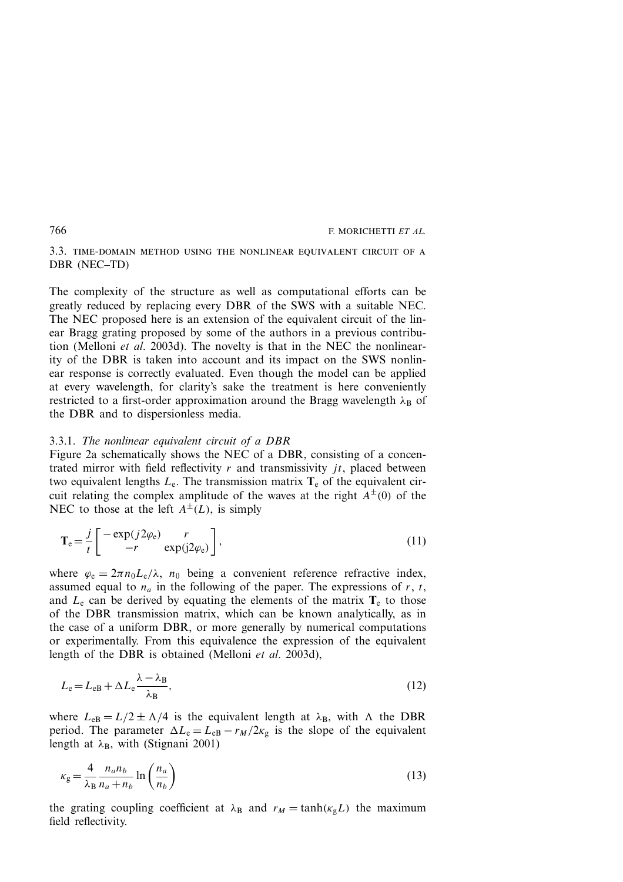### 3.3. TIME-DOMAIN METHOD USING THE NONLINEAR EQUIVALENT CIRCUIT OF A DBR (NEC–TD)

The complexity of the structure as well as computational efforts can be greatly reduced by replacing every DBR of the SWS with a suitable NEC. The NEC proposed here is an extension of the equivalent circuit of the linear Bragg grating proposed by some of the authors in a previous contribution (Melloni *et al*. 2003d). The novelty is that in the NEC the nonlinearity of the DBR is taken into account and its impact on the SWS nonlinear response is correctly evaluated. Even though the model can be applied at every wavelength, for clarity's sake the treatment is here conveniently restricted to a first-order approximation around the Bragg wavelength $\lambda_B$ of the DBR and to dispersionless media.

#### 3.3.1. *The nonlinear equivalent circuit of a DBR*

Figure 2a schematically shows the NEC of a DBR, consisting of a concentrated mirror with field reflectivity $r$ and transmissivity $jt$, placed between two equivalent lengths $L_e$. The transmission matrix $\mathbf{T}_e$ of the equivalent circuit relating the complex amplitude of the waves at the right $A^{\pm}(0)$ of the NEC to those at the left $A^{\pm}(L)$, is simply

$$\mathbf{T}_e = \frac{j}{t}\begin{bmatrix} -\exp(j2\varphi_e) & r \\ -r & \exp(j2\varphi_e) \end{bmatrix}, \tag{11}$$

where $\varphi_e = 2\pi n_0 L_e/\lambda$, $n_0$ being a convenient reference refractive index, assumed equal to $n_a$ in the following of the paper. The expressions of $r$, $t$, and $L_e$ can be derived by equating the elements of the matrix $\mathbf{T}_e$ to those of the DBR transmission matrix, which can be known analytically, as in the case of a uniform DBR, or more generally by numerical computations or experimentally. From this equivalence the expression of the equivalent length of the DBR is obtained (Melloni *et al*. 2003d),

$$L_e = L_{eB} + \Delta L_e \frac{\lambda - \lambda_B}{\lambda_B}, \tag{12}$$

where $L_{eB} = L/2 \pm \Lambda/4$ is the equivalent length at $\lambda_B$, with $\Lambda$ the DBR period. The parameter $\Delta L_e = L_{eB} - r_M/2\kappa_g$ is the slope of the equivalent length at $\lambda_B$, with (Stignani 2001)

$$\kappa_g = \frac{4}{\lambda_B}\frac{n_a n_b}{n_a + n_b}\ln\left(\frac{n_a}{n_b}\right) \tag{13}$$

the grating coupling coefficient at $\lambda_B$ and $r_M = \tanh(\kappa_g L)$ the maximum field reflectivity.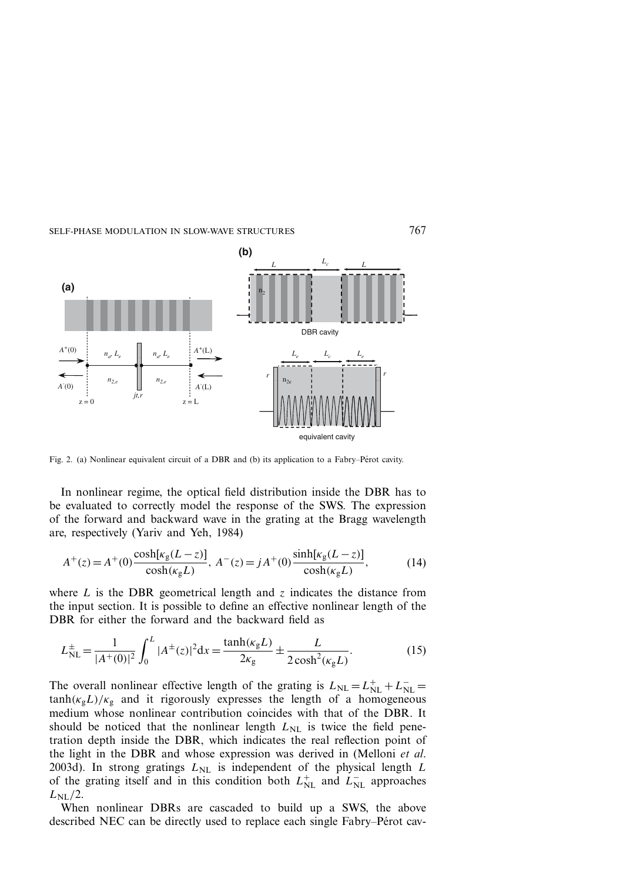Fig. 2. (a) Nonlinear equivalent circuit of a DBR and (b) its application to a Fabry–Pérot cavity.

In nonlinear regime, the optical field distribution inside the DBR has to be evaluated to correctly model the response of the SWS. The expression of the forward and backward wave in the grating at the Bragg wavelength are, respectively (Yariv and Yeh, 1984)

$$A^{+}(z) = A^{+}(0)\frac{\cosh[\kappa_{\mathrm{g}}(L-z)]}{\cosh(\kappa_{\mathrm{g}}L)},\ A^{-}(z) = jA^{+}(0)\frac{\sinh[\kappa_{\mathrm{g}}(L-z)]}{\cosh(\kappa_{\mathrm{g}}L)}, \tag{14}$$

where $L$ is the DBR geometrical length and $z$ indicates the distance from the input section. It is possible to define an effective nonlinear length of the DBR for either the forward and the backward field as

$$L_{\mathrm{NL}}^{\pm} = \frac{1}{|A^{+}(0)|^{2}}\int_{0}^{L}|A^{\pm}(z)|^{2}\mathrm{d}x = \frac{\tanh(\kappa_{\mathrm{g}}L)}{2\kappa_{\mathrm{g}}} \pm \frac{L}{2\cosh^{2}(\kappa_{\mathrm{g}}L)}. \tag{15}$$

The overall nonlinear effective length of the grating is $L_{\mathrm{NL}} = L_{\mathrm{NL}}^{+} + L_{\mathrm{NL}}^{-} = \tanh(\kappa_{\mathrm{g}}L)/\kappa_{\mathrm{g}}$ and it rigorously expresses the length of a homogeneous medium whose nonlinear contribution coincides with that of the DBR. It should be noticed that the nonlinear length $L_{\mathrm{NL}}$ is twice the field penetration depth inside the DBR, which indicates the real reflection point of the light in the DBR and whose expression was derived in (Melloni *et al.* 2003d). In strong gratings $L_{\mathrm{NL}}$ is independent of the physical length $L$ of the grating itself and in this condition both $L_{\mathrm{NL}}^{+}$ and $L_{\mathrm{NL}}^{-}$ approaches $L_{\mathrm{NL}}/2$.

When nonlinear DBRs are cascaded to build up a SWS, the above described NEC can be directly used to replace each single Fabry–Pérot cav-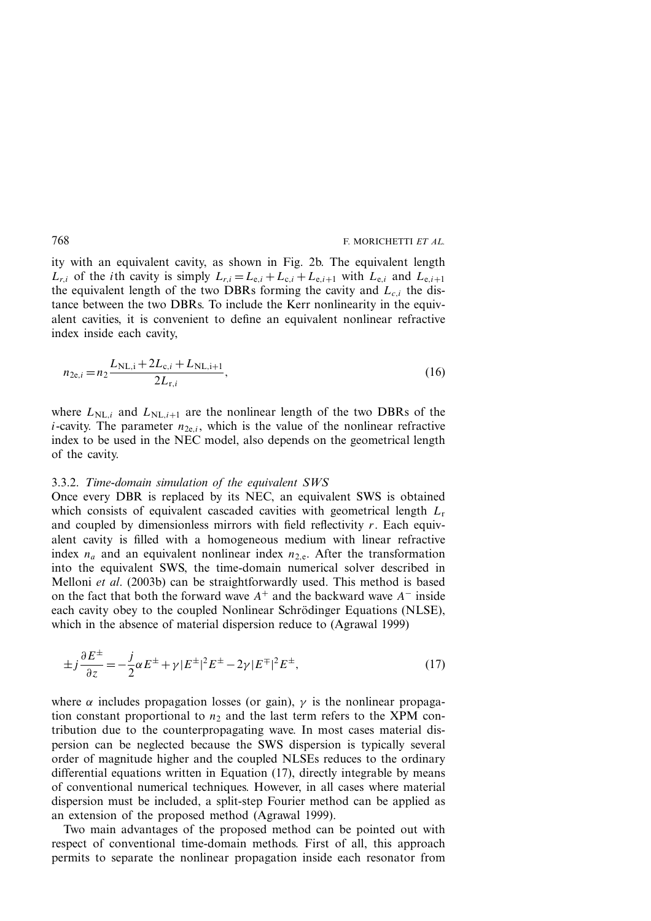ity with an equivalent cavity, as shown in Fig. 2b. The equivalent length $L_{r,i}$ of the $i$th cavity is simply $L_{r,i} = L_{e,i} + L_{c,i} + L_{e,i+1}$ with $L_{e,i}$ and $L_{e,i+1}$ the equivalent length of the two DBRs forming the cavity and $L_{c,i}$ the distance between the two DBRs. To include the Kerr nonlinearity in the equivalent cavities, it is convenient to define an equivalent nonlinear refractive index inside each cavity,

$$n_{2e,i} = n_2 \frac{L_{\mathrm{NL,i}} + 2L_{c,i} + L_{\mathrm{NL,i+1}}}{2L_{r,i}}, \tag{16}$$

where $L_{\mathrm{NL},i}$ and $L_{\mathrm{NL},i+1}$ are the nonlinear length of the two DBRs of the $i$-cavity. The parameter $n_{2e,i}$, which is the value of the nonlinear refractive index to be used in the NEC model, also depends on the geometrical length of the cavity.

### 3.3.2. *Time-domain simulation of the equivalent SWS*

Once every DBR is replaced by its NEC, an equivalent SWS is obtained which consists of equivalent cascaded cavities with geometrical length $L_r$ and coupled by dimensionless mirrors with field reflectivity $r$. Each equivalent cavity is filled with a homogeneous medium with linear refractive index $n_a$ and an equivalent nonlinear index $n_{2,e}$. After the transformation into the equivalent SWS, the time-domain numerical solver described in Melloni *et al*. (2003b) can be straightforwardly used. This method is based on the fact that both the forward wave $A^+$ and the backward wave $A^-$ inside each cavity obey to the coupled Nonlinear Schrödinger Equations (NLSE), which in the absence of material dispersion reduce to (Agrawal 1999)

$$\pm j \frac{\partial E^{\pm}}{\partial z} = -\frac{j}{2}\alpha E^{\pm} + \gamma |E^{\pm}|^2 E^{\pm} - 2\gamma |E^{\mp}|^2 E^{\pm}, \tag{17}$$

where $\alpha$ includes propagation losses (or gain), $\gamma$ is the nonlinear propagation constant proportional to $n_2$ and the last term refers to the XPM contribution due to the counterpropagating wave. In most cases material dispersion can be neglected because the SWS dispersion is typically several order of magnitude higher and the coupled NLSEs reduces to the ordinary differential equations written in Equation (17), directly integrable by means of conventional numerical techniques. However, in all cases where material dispersion must be included, a split-step Fourier method can be applied as an extension of the proposed method (Agrawal 1999).

Two main advantages of the proposed method can be pointed out with respect of conventional time-domain methods. First of all, this approach permits to separate the nonlinear propagation inside each resonator from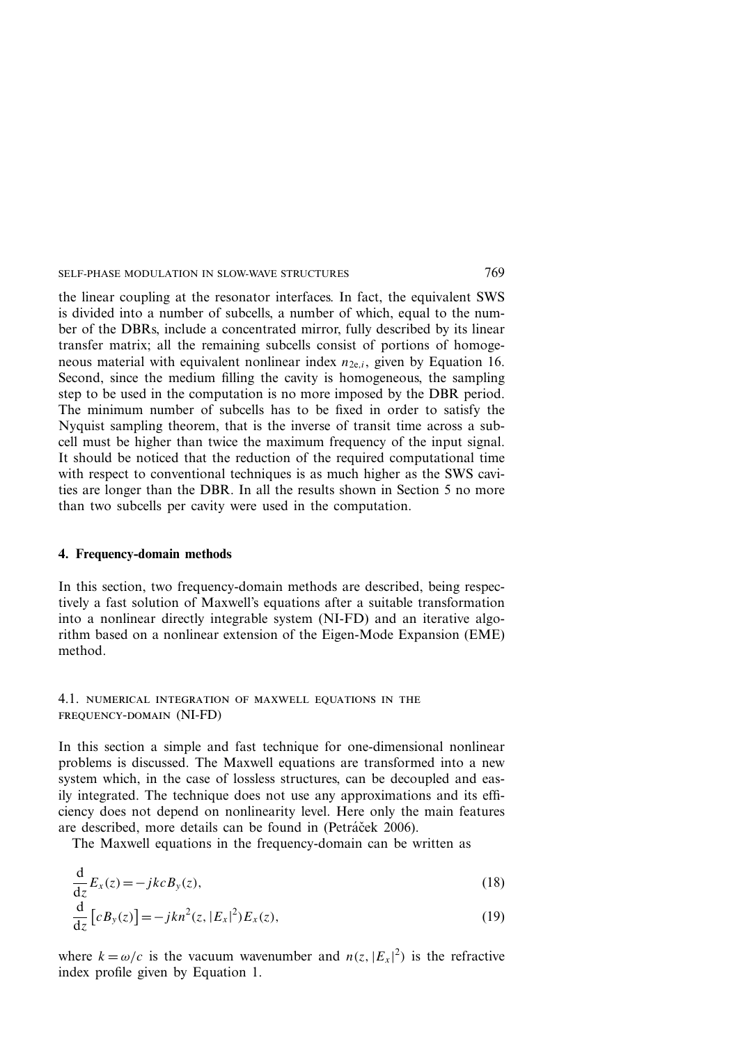the linear coupling at the resonator interfaces. In fact, the equivalent SWS is divided into a number of subcells, a number of which, equal to the number of the DBRs, include a concentrated mirror, fully described by its linear transfer matrix; all the remaining subcells consist of portions of homogeneous material with equivalent nonlinear index $n_{2e,i}$, given by Equation 16. Second, since the medium filling the cavity is homogeneous, the sampling step to be used in the computation is no more imposed by the DBR period. The minimum number of subcells has to be fixed in order to satisfy the Nyquist sampling theorem, that is the inverse of transit time across a subcell must be higher than twice the maximum frequency of the input signal. It should be noticed that the reduction of the required computational time with respect to conventional techniques is as much higher as the SWS cavities are longer than the DBR. In all the results shown in Section 5 no more than two subcells per cavity were used in the computation.

## 4. Frequency-domain methods

In this section, two frequency-domain methods are described, being respectively a fast solution of Maxwell's equations after a suitable transformation into a nonlinear directly integrable system (NI-FD) and an iterative algorithm based on a nonlinear extension of the Eigen-Mode Expansion (EME) method.

### 4.1. Numerical integration of Maxwell equations in the frequency-domain (NI-FD)

In this section a simple and fast technique for one-dimensional nonlinear problems is discussed. The Maxwell equations are transformed into a new system which, in the case of lossless structures, can be decoupled and easily integrated. The technique does not use any approximations and its efficiency does not depend on nonlinearity level. Here only the main features are described, more details can be found in (Petráček 2006).

The Maxwell equations in the frequency-domain can be written as

$$\frac{\mathrm{d}}{\mathrm{d}z}E_x(z) = -jkcB_y(z), \tag{18}$$

$$\frac{\mathrm{d}}{\mathrm{d}z}\left[cB_y(z)\right] = -jkn^2(z, |E_x|^2)E_x(z), \tag{19}$$

where $k = \omega/c$ is the vacuum wavenumber and $n(z, |E_x|^2)$ is the refractive index profile given by Equation 1.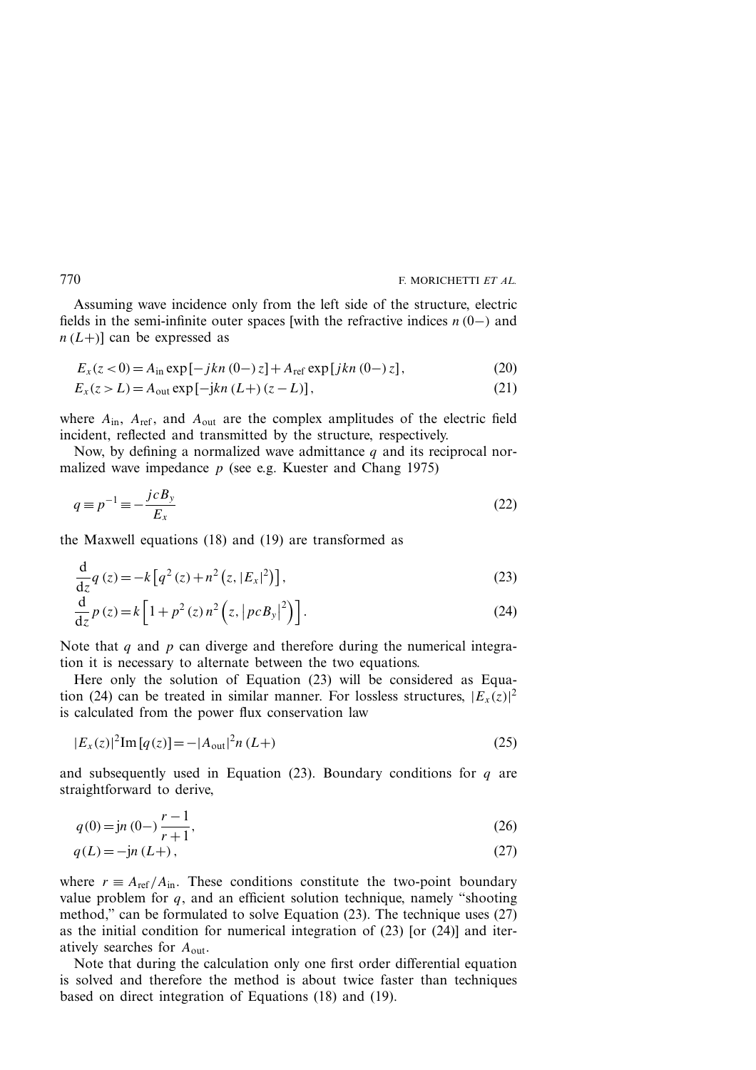Assuming wave incidence only from the left side of the structure, electric fields in the semi-infinite outer spaces [with the refractive indices $n(0-)$ and $n(L+)$] can be expressed as

$$E_x(z<0) = A_{\text{in}} \exp[-jkn(0-)z] + A_{\text{ref}} \exp[jkn(0-)z], \tag{20}$$

$$E_x(z>L) = A_{\text{out}} \exp[-jkn(L+)(z-L)], \tag{21}$$

where $A_{\text{in}}$, $A_{\text{ref}}$, and $A_{\text{out}}$ are the complex amplitudes of the electric field incident, reflected and transmitted by the structure, respectively.

Now, by defining a normalized wave admittance $q$ and its reciprocal normalized wave impedance $p$ (see e.g. Kuester and Chang 1975)

$$q \equiv p^{-1} \equiv -\frac{jcB_y}{E_x} \tag{22}$$

the Maxwell equations (18) and (19) are transformed as

$$\frac{\mathrm{d}}{\mathrm{d}z} q(z) = -k\left[q^2(z) + n^2\left(z, |E_x|^2\right)\right], \tag{23}$$

$$\frac{\mathrm{d}}{\mathrm{d}z} p(z) = k\left[1 + p^2(z)\, n^2\left(z, \left|pcB_y\right|^2\right)\right]. \tag{24}$$

Note that $q$ and $p$ can diverge and therefore during the numerical integration it is necessary to alternate between the two equations.

Here only the solution of Equation (23) will be considered as Equation (24) can be treated in similar manner. For lossless structures, $|E_x(z)|^2$ is calculated from the power flux conservation law

$$|E_x(z)|^2 \operatorname{Im}[q(z)] = -|A_{\text{out}}|^2 n(L+) \tag{25}$$

and subsequently used in Equation (23). Boundary conditions for $q$ are straightforward to derive,

$$q(0) = \mathrm{j}n(0-)\frac{r-1}{r+1}, \tag{26}$$

$$q(L) = -\mathrm{j}n(L+), \tag{27}$$

where $r \equiv A_{\text{ref}}/A_{\text{in}}$. These conditions constitute the two-point boundary value problem for $q$, and an efficient solution technique, namely "shooting method," can be formulated to solve Equation (23). The technique uses (27) as the initial condition for numerical integration of (23) [or (24)] and iteratively searches for $A_{\text{out}}$.

Note that during the calculation only one first order differential equation is solved and therefore the method is about twice faster than techniques based on direct integration of Equations (18) and (19).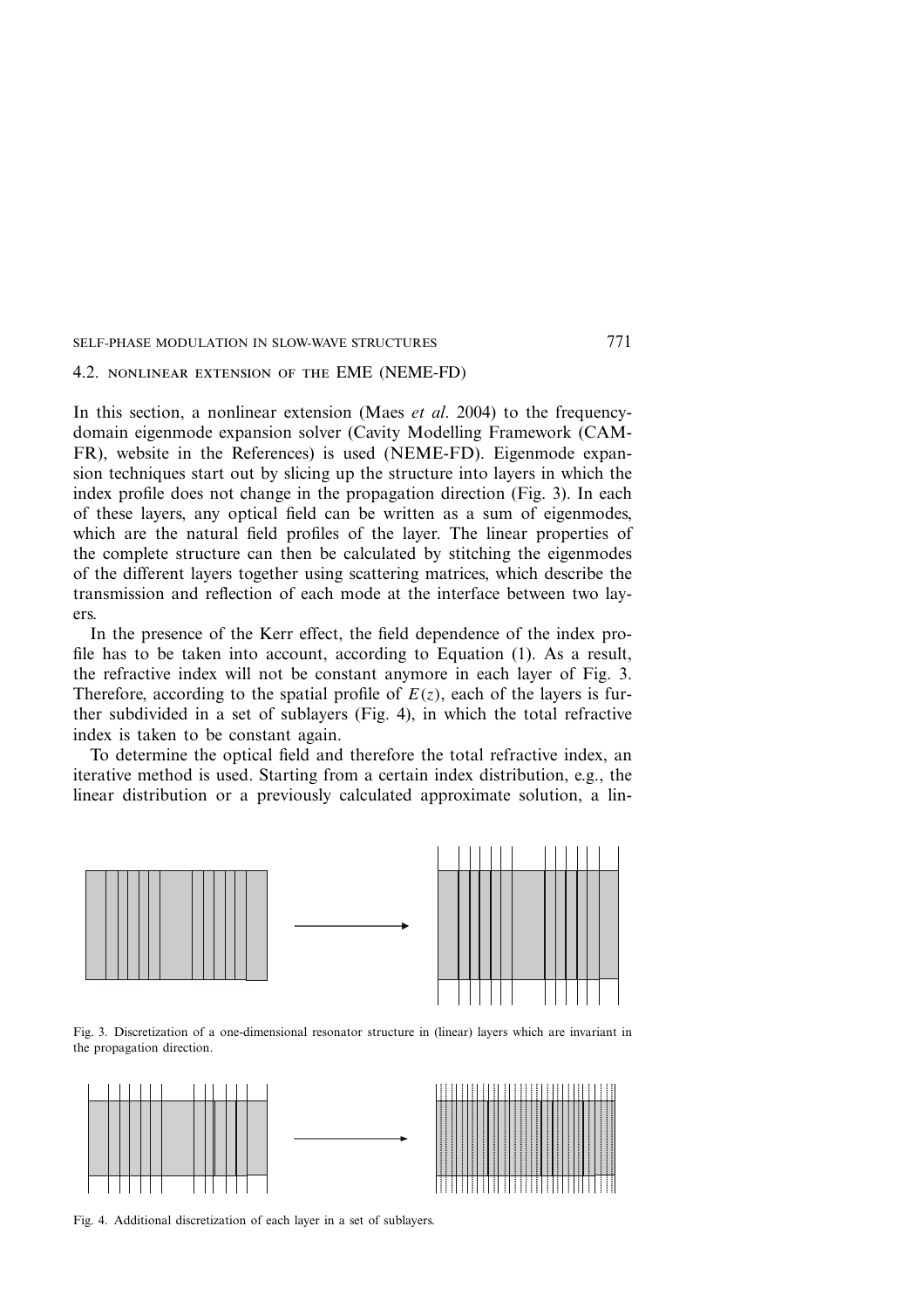### 4.2. NONLINEAR EXTENSION OF THE EME (NEME-FD)

In this section, a nonlinear extension (Maes *et al*. 2004) to the frequency-domain eigenmode expansion solver (Cavity Modelling Framework (CAMFR), website in the References) is used (NEME-FD). Eigenmode expansion techniques start out by slicing up the structure into layers in which the index profile does not change in the propagation direction (Fig. 3). In each of these layers, any optical field can be written as a sum of eigenmodes, which are the natural field profiles of the layer. The linear properties of the complete structure can then be calculated by stitching the eigenmodes of the different layers together using scattering matrices, which describe the transmission and reflection of each mode at the interface between two layers.

In the presence of the Kerr effect, the field dependence of the index profile has to be taken into account, according to Equation (1). As a result, the refractive index will not be constant anymore in each layer of Fig. 3. Therefore, according to the spatial profile of $E(z)$, each of the layers is further subdivided in a set of sublayers (Fig. 4), in which the total refractive index is taken to be constant again.

To determine the optical field and therefore the total refractive index, an iterative method is used. Starting from a certain index distribution, e.g., the linear distribution or a previously calculated approximate solution, a lin-

Fig. 3. Discretization of a one-dimensional resonator structure in (linear) layers which are invariant in the propagation direction.

Fig. 4. Additional discretization of each layer in a set of sublayers.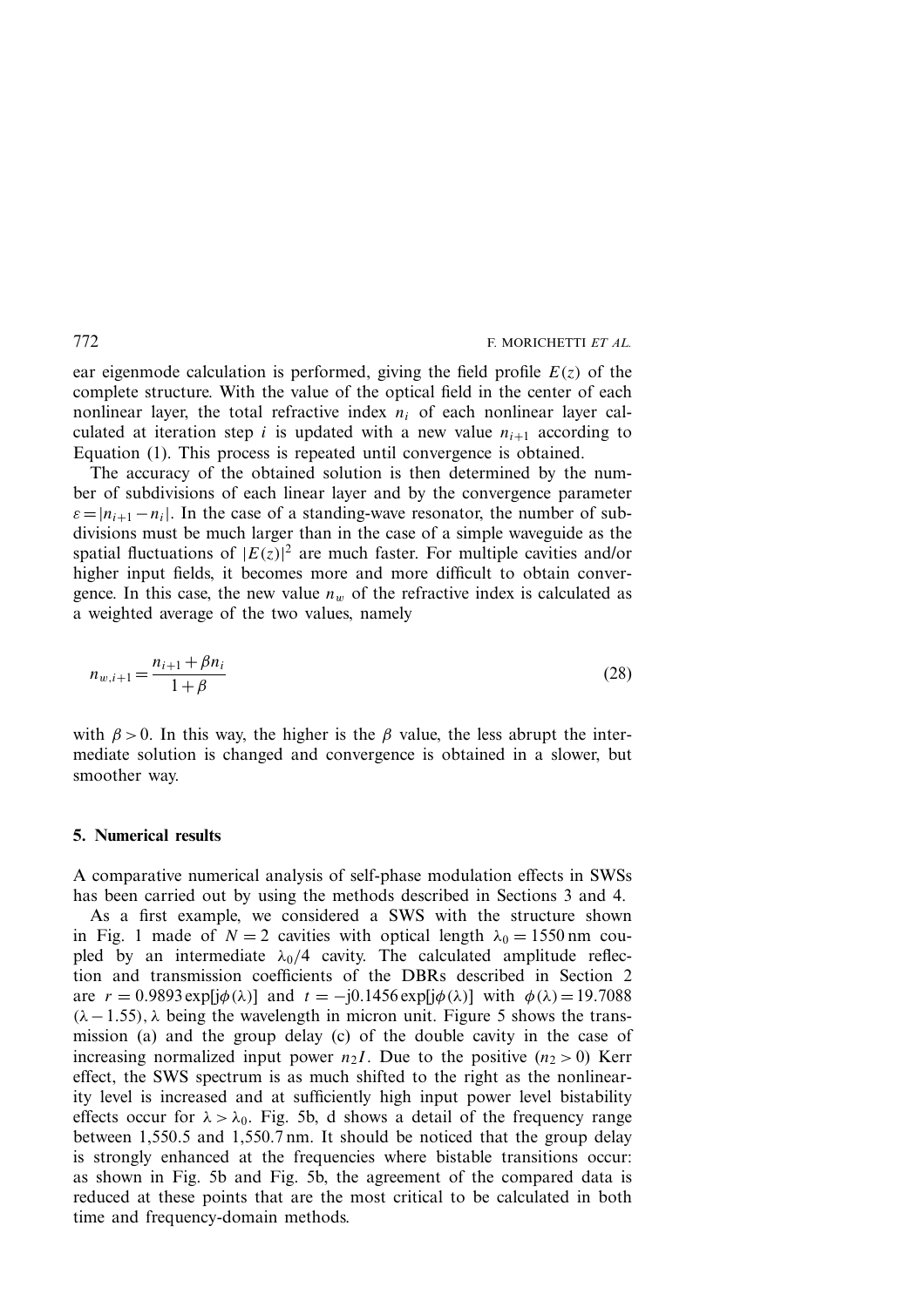ear eigenmode calculation is performed, giving the field profile $E(z)$ of the complete structure. With the value of the optical field in the center of each nonlinear layer, the total refractive index $n_i$ of each nonlinear layer calculated at iteration step $i$ is updated with a new value $n_{i+1}$ according to Equation (1). This process is repeated until convergence is obtained.

The accuracy of the obtained solution is then determined by the number of subdivisions of each linear layer and by the convergence parameter $\varepsilon = |n_{i+1} - n_i|$. In the case of a standing-wave resonator, the number of subdivisions must be much larger than in the case of a simple waveguide as the spatial fluctuations of $|E(z)|^2$ are much faster. For multiple cavities and/or higher input fields, it becomes more and more difficult to obtain convergence. In this case, the new value $n_w$ of the refractive index is calculated as a weighted average of the two values, namely

$$n_{w,i+1} = \frac{n_{i+1} + \beta n_i}{1 + \beta} \tag{28}$$

with $\beta > 0$. In this way, the higher is the $\beta$ value, the less abrupt the intermediate solution is changed and convergence is obtained in a slower, but smoother way.

## 5. Numerical results

A comparative numerical analysis of self-phase modulation effects in SWSs has been carried out by using the methods described in Sections 3 and 4.

As a first example, we considered a SWS with the structure shown in Fig. 1 made of $N = 2$ cavities with optical length $\lambda_0 = 1550\,\text{nm}$ coupled by an intermediate $\lambda_0/4$ cavity. The calculated amplitude reflection and transmission coefficients of the DBRs described in Section 2 are $r = 0.9893\exp[\text{j}\phi(\lambda)]$ and $t = -\text{j}0.1456\exp[\text{j}\phi(\lambda)]$ with $\phi(\lambda) = 19.7088$ $(\lambda - 1.55)$, $\lambda$ being the wavelength in micron unit. Figure 5 shows the transmission (a) and the group delay (c) of the double cavity in the case of increasing normalized input power $n_2 I$. Due to the positive ($n_2 > 0$) Kerr effect, the SWS spectrum is as much shifted to the right as the nonlinearity level is increased and at sufficiently high input power level bistability effects occur for $\lambda > \lambda_0$. Fig. 5b, d shows a detail of the frequency range between 1,550.5 and 1,550.7 nm. It should be noticed that the group delay is strongly enhanced at the frequencies where bistable transitions occur: as shown in Fig. 5b and Fig. 5b, the agreement of the compared data is reduced at these points that are the most critical to be calculated in both time and frequency-domain methods.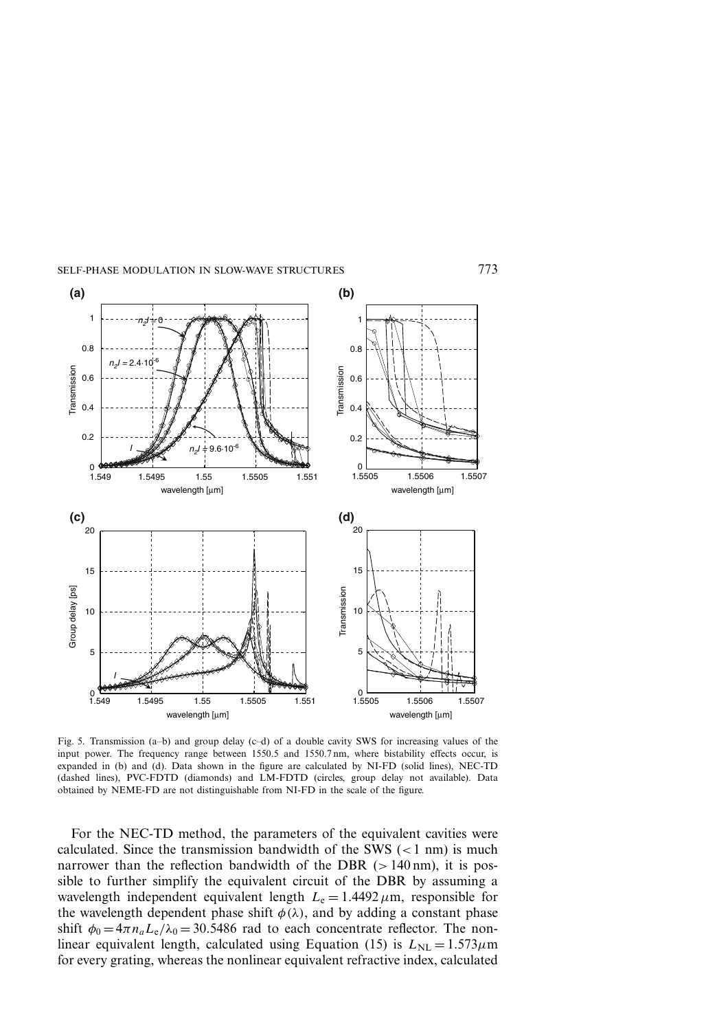Fig. 5. Transmission (a–b) and group delay (c–d) of a double cavity SWS for increasing values of the input power. The frequency range between 1550.5 and 1550.7 nm, where bistability effects occur, is expanded in (b) and (d). Data shown in the figure are calculated by NI-FD (solid lines), NEC-TD (dashed lines), PVC-FDTD (diamonds) and LM-FDTD (circles, group delay not available). Data obtained by NEME-FD are not distinguishable from NI-FD in the scale of the figure.

For the NEC-TD method, the parameters of the equivalent cavities were calculated. Since the transmission bandwidth of the SWS ($<1$ nm) is much narrower than the reflection bandwidth of the DBR ($>140$ nm), it is possible to further simplify the equivalent circuit of the DBR by assuming a wavelength independent equivalent length $L_e = 1.4492\,\mu$m, responsible for the wavelength dependent phase shift $\phi(\lambda)$, and by adding a constant phase shift $\phi_0 = 4\pi n_a L_e/\lambda_0 = 30.5486$ rad to each concentrate reflector. The nonlinear equivalent length, calculated using Equation (15) is $L_{\mathrm{NL}} = 1.573\mu$m for every grating, whereas the nonlinear equivalent refractive index, calculated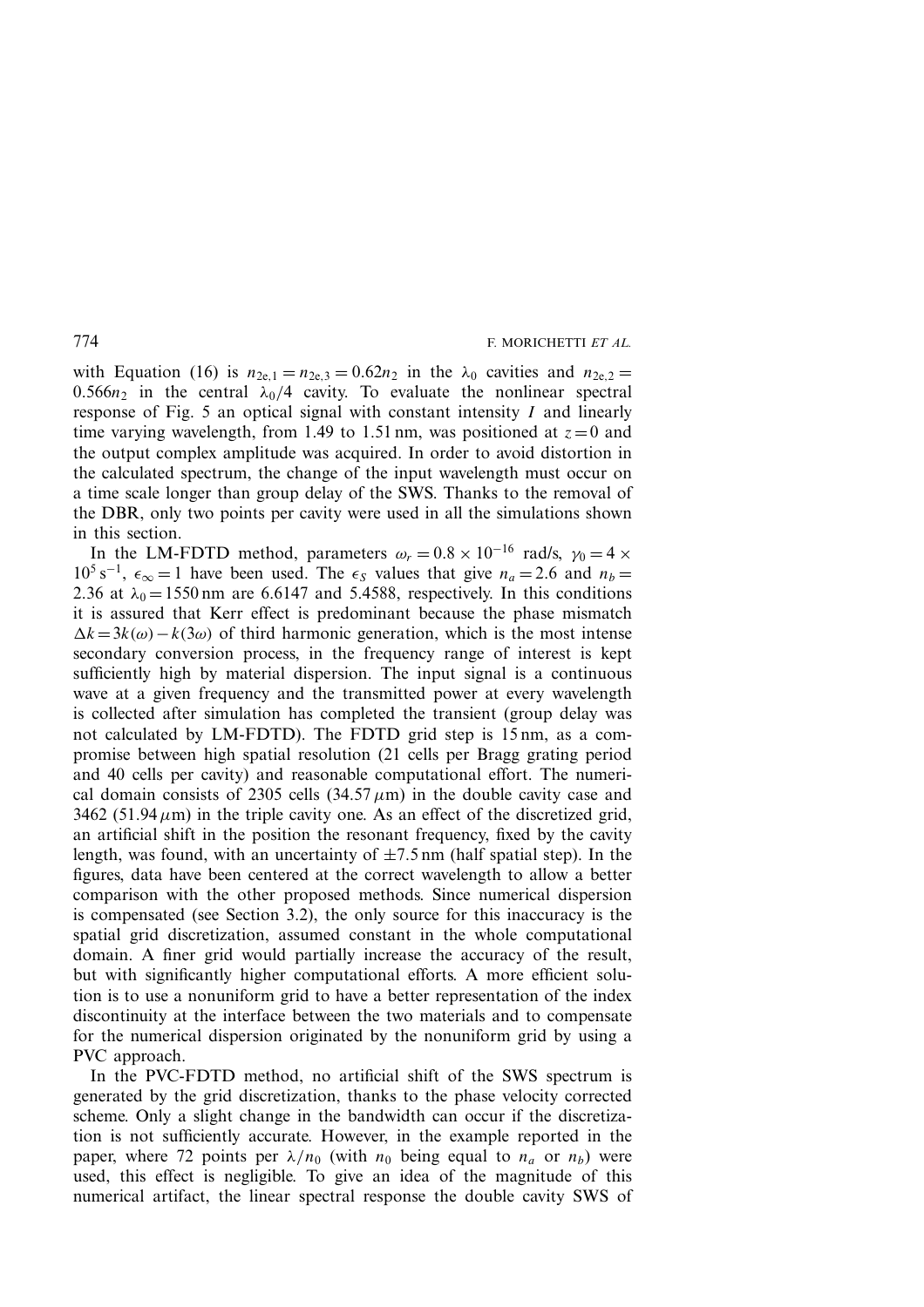with Equation (16) is $n_{2e,1} = n_{2e,3} = 0.62n_2$ in the $\lambda_0$ cavities and $n_{2e,2} = 0.566n_2$ in the central $\lambda_0/4$ cavity. To evaluate the nonlinear spectral response of Fig. 5 an optical signal with constant intensity $I$ and linearly time varying wavelength, from 1.49 to 1.51 nm, was positioned at $z = 0$ and the output complex amplitude was acquired. In order to avoid distortion in the calculated spectrum, the change of the input wavelength must occur on a time scale longer than group delay of the SWS. Thanks to the removal of the DBR, only two points per cavity were used in all the simulations shown in this section.

In the LM-FDTD method, parameters $\omega_r = 0.8 \times 10^{-16}$ rad/s, $\gamma_0 = 4 \times 10^5\,\text{s}^{-1}$, $\epsilon_\infty = 1$ have been used. The $\epsilon_S$ values that give $n_a = 2.6$ and $n_b = 2.36$ at $\lambda_0 = 1550$ nm are 6.6147 and 5.4588, respectively. In this conditions it is assured that Kerr effect is predominant because the phase mismatch $\Delta k = 3k(\omega) - k(3\omega)$ of third harmonic generation, which is the most intense secondary conversion process, in the frequency range of interest is kept sufficiently high by material dispersion. The input signal is a continuous wave at a given frequency and the transmitted power at every wavelength is collected after simulation has completed the transient (group delay was not calculated by LM-FDTD). The FDTD grid step is 15 nm, as a compromise between high spatial resolution (21 cells per Bragg grating period and 40 cells per cavity) and reasonable computational effort. The numerical domain consists of 2305 cells (34.57 $\mu$m) in the double cavity case and 3462 (51.94 $\mu$m) in the triple cavity one. As an effect of the discretized grid, an artificial shift in the position the resonant frequency, fixed by the cavity length, was found, with an uncertainty of $\pm 7.5$ nm (half spatial step). In the figures, data have been centered at the correct wavelength to allow a better comparison with the other proposed methods. Since numerical dispersion is compensated (see Section 3.2), the only source for this inaccuracy is the spatial grid discretization, assumed constant in the whole computational domain. A finer grid would partially increase the accuracy of the result, but with significantly higher computational efforts. A more efficient solution is to use a nonuniform grid to have a better representation of the index discontinuity at the interface between the two materials and to compensate for the numerical dispersion originated by the nonuniform grid by using a PVC approach.

In the PVC-FDTD method, no artificial shift of the SWS spectrum is generated by the grid discretization, thanks to the phase velocity corrected scheme. Only a slight change in the bandwidth can occur if the discretization is not sufficiently accurate. However, in the example reported in the paper, where 72 points per $\lambda/n_0$ (with $n_0$ being equal to $n_a$ or $n_b$) were used, this effect is negligible. To give an idea of the magnitude of this numerical artifact, the linear spectral response the double cavity SWS of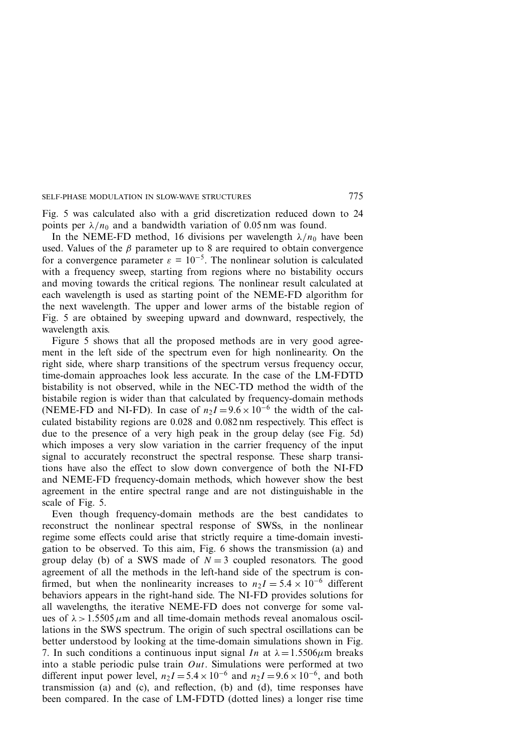Fig. 5 was calculated also with a grid discretization reduced down to 24 points per $\lambda/n_0$ and a bandwidth variation of 0.05 nm was found.

In the NEME-FD method, 16 divisions per wavelength $\lambda/n_0$ have been used. Values of the $\beta$ parameter up to 8 are required to obtain convergence for a convergence parameter $\varepsilon = 10^{-5}$. The nonlinear solution is calculated with a frequency sweep, starting from regions where no bistability occurs and moving towards the critical regions. The nonlinear result calculated at each wavelength is used as starting point of the NEME-FD algorithm for the next wavelength. The upper and lower arms of the bistable region of Fig. 5 are obtained by sweeping upward and downward, respectively, the wavelength axis.

Figure 5 shows that all the proposed methods are in very good agreement in the left side of the spectrum even for high nonlinearity. On the right side, where sharp transitions of the spectrum versus frequency occur, time-domain approaches look less accurate. In the case of the LM-FDTD bistability is not observed, while in the NEC-TD method the width of the bistabile region is wider than that calculated by frequency-domain methods (NEME-FD and NI-FD). In case of $n_2I = 9.6 \times 10^{-6}$ the width of the calculated bistability regions are 0.028 and 0.082 nm respectively. This effect is due to the presence of a very high peak in the group delay (see Fig. 5d) which imposes a very slow variation in the carrier frequency of the input signal to accurately reconstruct the spectral response. These sharp transitions have also the effect to slow down convergence of both the NI-FD and NEME-FD frequency-domain methods, which however show the best agreement in the entire spectral range and are not distinguishable in the scale of Fig. 5.

Even though frequency-domain methods are the best candidates to reconstruct the nonlinear spectral response of SWSs, in the nonlinear regime some effects could arise that strictly require a time-domain investigation to be observed. To this aim, Fig. 6 shows the transmission (a) and group delay (b) of a SWS made of $N = 3$ coupled resonators. The good agreement of all the methods in the left-hand side of the spectrum is confirmed, but when the nonlinearity increases to $n_2I = 5.4 \times 10^{-6}$ different behaviors appears in the right-hand side. The NI-FD provides solutions for all wavelengths, the iterative NEME-FD does not converge for some values of $\lambda > 1.5505\,\mu$m and all time-domain methods reveal anomalous oscillations in the SWS spectrum. The origin of such spectral oscillations can be better understood by looking at the time-domain simulations shown in Fig. 7. In such conditions a continuous input signal *In* at $\lambda = 1.5506\mu$m breaks into a stable periodic pulse train *Out*. Simulations were performed at two different input power level, $n_2I = 5.4 \times 10^{-6}$ and $n_2I = 9.6 \times 10^{-6}$, and both transmission (a) and (c), and reflection, (b) and (d), time responses have been compared. In the case of LM-FDTD (dotted lines) a longer rise time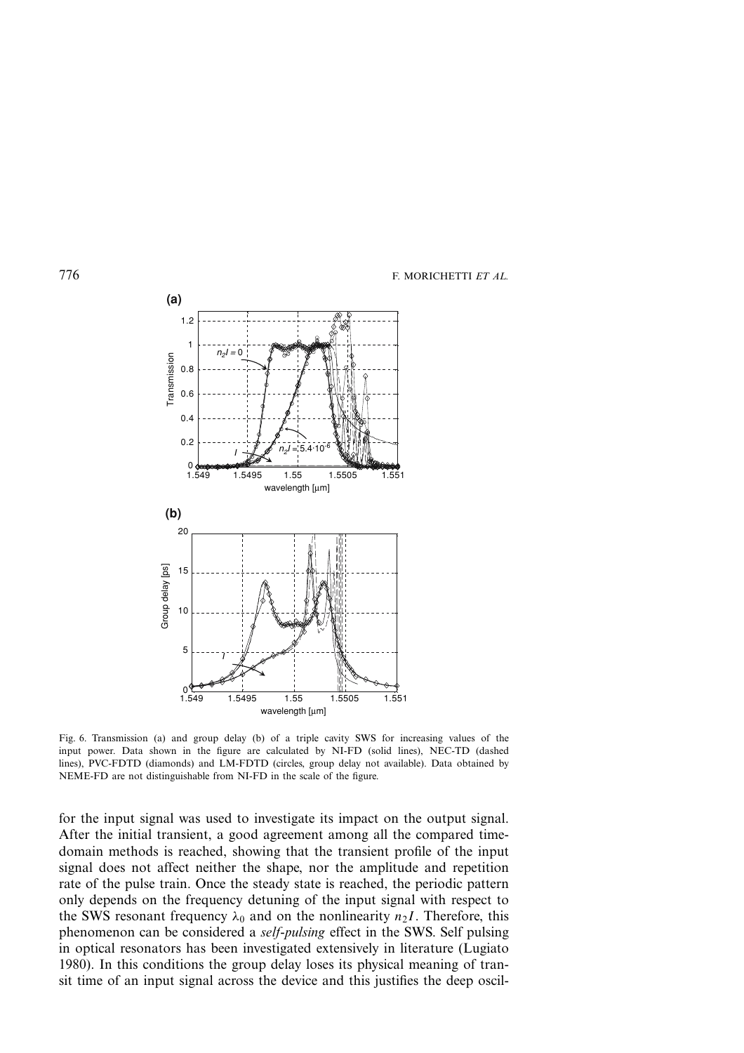Fig. 6. Transmission (a) and group delay (b) of a triple cavity SWS for increasing values of the input power. Data shown in the figure are calculated by NI-FD (solid lines), NEC-TD (dashed lines), PVC-FDTD (diamonds) and LM-FDTD (circles, group delay not available). Data obtained by NEME-FD are not distinguishable from NI-FD in the scale of the figure.

for the input signal was used to investigate its impact on the output signal. After the initial transient, a good agreement among all the compared time-domain methods is reached, showing that the transient profile of the input signal does not affect neither the shape, nor the amplitude and repetition rate of the pulse train. Once the steady state is reached, the periodic pattern only depends on the frequency detuning of the input signal with respect to the SWS resonant frequency $\lambda_0$ and on the nonlinearity $n_2I$. Therefore, this phenomenon can be considered a *self-pulsing* effect in the SWS. Self pulsing in optical resonators has been investigated extensively in literature (Lugiato 1980). In this conditions the group delay loses its physical meaning of transit time of an input signal across the device and this justifies the deep oscil-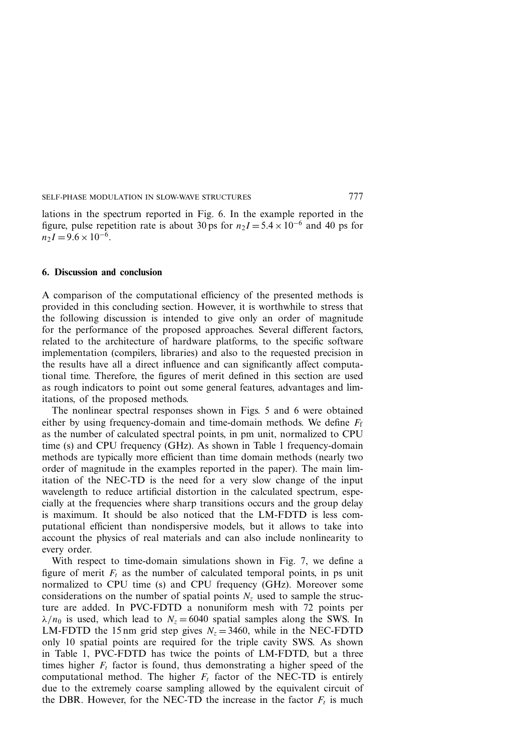lations in the spectrum reported in Fig. 6. In the example reported in the figure, pulse repetition rate is about 30 ps for $n_2 I = 5.4 \times 10^{-6}$ and 40 ps for $n_2 I = 9.6 \times 10^{-6}$.

## 6. Discussion and conclusion

A comparison of the computational efficiency of the presented methods is provided in this concluding section. However, it is worthwhile to stress that the following discussion is intended to give only an order of magnitude for the performance of the proposed approaches. Several different factors, related to the architecture of hardware platforms, to the specific software implementation (compilers, libraries) and also to the requested precision in the results have all a direct influence and can significantly affect computational time. Therefore, the figures of merit defined in this section are used as rough indicators to point out some general features, advantages and limitations, of the proposed methods.

The nonlinear spectral responses shown in Figs. 5 and 6 were obtained either by using frequency-domain and time-domain methods. We define $F_f$ as the number of calculated spectral points, in pm unit, normalized to CPU time (s) and CPU frequency (GHz). As shown in Table 1 frequency-domain methods are typically more efficient than time domain methods (nearly two order of magnitude in the examples reported in the paper). The main limitation of the NEC-TD is the need for a very slow change of the input wavelength to reduce artificial distortion in the calculated spectrum, especially at the frequencies where sharp transitions occurs and the group delay is maximum. It should be also noticed that the LM-FDTD is less computational efficient than nondispersive models, but it allows to take into account the physics of real materials and can also include nonlinearity to every order.

With respect to time-domain simulations shown in Fig. 7, we define a figure of merit $F_t$ as the number of calculated temporal points, in ps unit normalized to CPU time (s) and CPU frequency (GHz). Moreover some considerations on the number of spatial points $N_z$ used to sample the structure are added. In PVC-FDTD a nonuniform mesh with 72 points per $\lambda/n_0$ is used, which lead to $N_z = 6040$ spatial samples along the SWS. In LM-FDTD the 15 nm grid step gives $N_z = 3460$, while in the NEC-FDTD only 10 spatial points are required for the triple cavity SWS. As shown in Table 1, PVC-FDTD has twice the points of LM-FDTD, but a three times higher $F_t$ factor is found, thus demonstrating a higher speed of the computational method. The higher $F_t$ factor of the NEC-TD is entirely due to the extremely coarse sampling allowed by the equivalent circuit of the DBR. However, for the NEC-TD the increase in the factor $F_t$ is much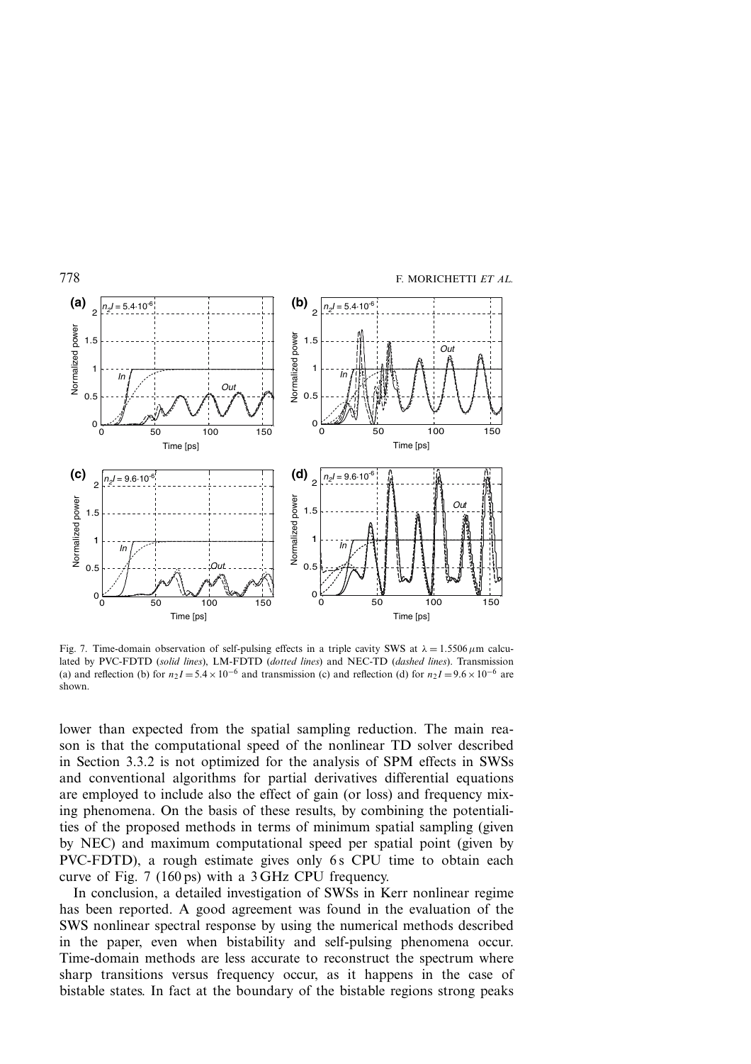Fig. 7. Time-domain observation of self-pulsing effects in a triple cavity SWS at $\lambda = 1.5506\,\mu$m calculated by PVC-FDTD (*solid lines*), LM-FDTD (*dotted lines*) and NEC-TD (*dashed lines*). Transmission (a) and reflection (b) for $n_2 I = 5.4 \times 10^{-6}$ and transmission (c) and reflection (d) for $n_2 I = 9.6 \times 10^{-6}$ are shown.

lower than expected from the spatial sampling reduction. The main reason is that the computational speed of the nonlinear TD solver described in Section 3.3.2 is not optimized for the analysis of SPM effects in SWSs and conventional algorithms for partial derivatives differential equations are employed to include also the effect of gain (or loss) and frequency mixing phenomena. On the basis of these results, by combining the potentialities of the proposed methods in terms of minimum spatial sampling (given by NEC) and maximum computational speed per spatial point (given by PVC-FDTD), a rough estimate gives only 6 s CPU time to obtain each curve of Fig. 7 (160 ps) with a 3 GHz CPU frequency.

In conclusion, a detailed investigation of SWSs in Kerr nonlinear regime has been reported. A good agreement was found in the evaluation of the SWS nonlinear spectral response by using the numerical methods described in the paper, even when bistability and self-pulsing phenomena occur. Time-domain methods are less accurate to reconstruct the spectrum where sharp transitions versus frequency occur, as it happens in the case of bistable states. In fact at the boundary of the bistable regions strong peaks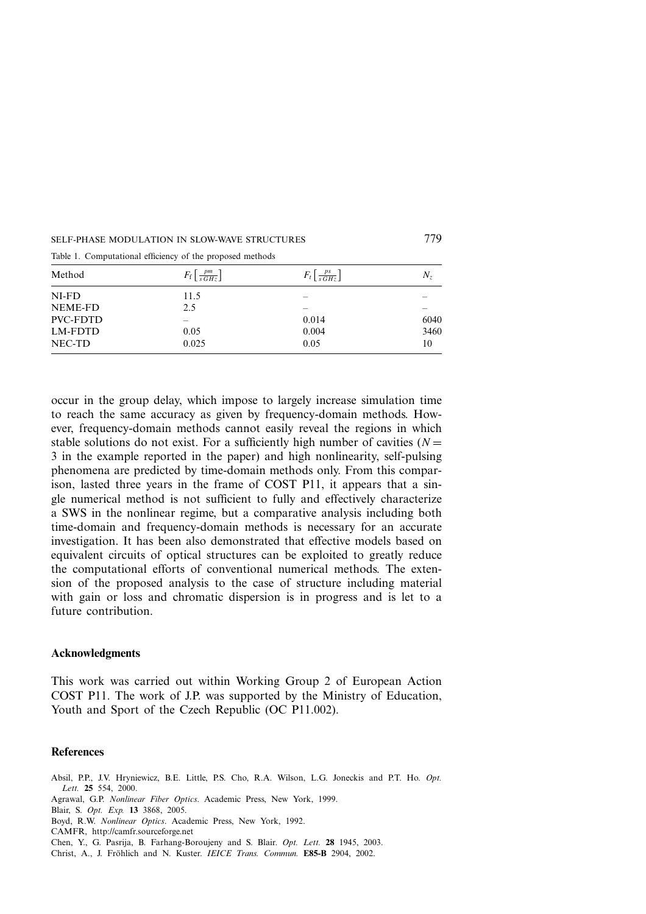Table 1. Computational efficiency of the proposed methods

| Method | $F_f\left[\frac{pm}{s\,GHz}\right]$ | $F_t\left[\frac{ps}{s\,GHz}\right]$ | $N_z$ |
|---|---|---|---|
| NI-FD | 11.5 | – | – |
| NEME-FD | 2.5 | – | – |
| PVC-FDTD | – | 0.014 | 6040 |
| LM-FDTD | 0.05 | 0.004 | 3460 |
| NEC-TD | 0.025 | 0.05 | 10 |

occur in the group delay, which impose to largely increase simulation time to reach the same accuracy as given by frequency-domain methods. However, frequency-domain methods cannot easily reveal the regions in which stable solutions do not exist. For a sufficiently high number of cavities ($N = 3$ in the example reported in the paper) and high nonlinearity, self-pulsing phenomena are predicted by time-domain methods only. From this comparison, lasted three years in the frame of COST P11, it appears that a single numerical method is not sufficient to fully and effectively characterize a SWS in the nonlinear regime, but a comparative analysis including both time-domain and frequency-domain methods is necessary for an accurate investigation. It has been also demonstrated that effective models based on equivalent circuits of optical structures can be exploited to greatly reduce the computational efforts of conventional numerical methods. The extension of the proposed analysis to the case of structure including material with gain or loss and chromatic dispersion is in progress and is let to a future contribution.

## Acknowledgments

This work was carried out within Working Group 2 of European Action COST P11. The work of J.P. was supported by the Ministry of Education, Youth and Sport of the Czech Republic (OC P11.002).

## References

Absil, P.P., J.V. Hryniewicz, B.E. Little, P.S. Cho, R.A. Wilson, L.G. Joneckis and P.T. Ho. *Opt. Lett.* **25** 554, 2000.

Agrawal, G.P. *Nonlinear Fiber Optics*. Academic Press, New York, 1999.

Blair, S. *Opt. Exp.* **13** 3868, 2005.

Boyd, R.W. *Nonlinear Optics*. Academic Press, New York, 1992.

CAMFR, http://camfr.sourceforge.net

Chen, Y., G. Pasrija, B. Farhang-Boroujeny and S. Blair. *Opt. Lett.* **28** 1945, 2003.

Christ, A., J. Fröhlich and N. Kuster. *IEICE Trans. Commun.* **E85-B** 2904, 2002.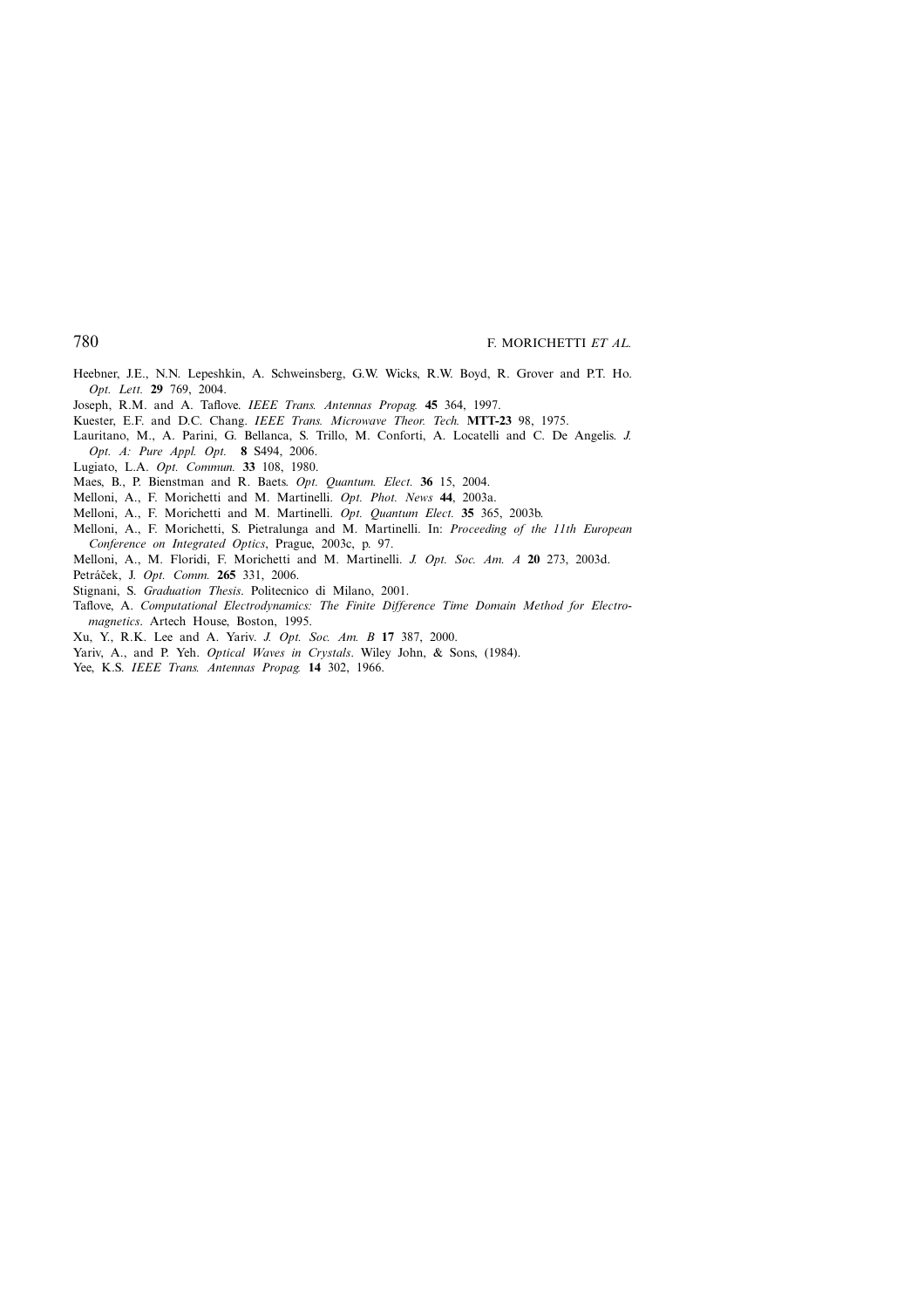Heebner, J.E., N.N. Lepeshkin, A. Schweinsberg, G.W. Wicks, R.W. Boyd, R. Grover and P.T. Ho. *Opt. Lett.* **29** 769, 2004.

Joseph, R.M. and A. Taflove. *IEEE Trans. Antennas Propag.* **45** 364, 1997.

Kuester, E.F. and D.C. Chang. *IEEE Trans. Microwave Theor. Tech.* **MTT-23** 98, 1975.

Lauritano, M., A. Parini, G. Bellanca, S. Trillo, M. Conforti, A. Locatelli and C. De Angelis. *J. Opt. A: Pure Appl. Opt.* **8** S494, 2006.

Lugiato, L.A. *Opt. Commun.* **33** 108, 1980.

Maes, B., P. Bienstman and R. Baets. *Opt. Quantum. Elect.* **36** 15, 2004.

Melloni, A., F. Morichetti and M. Martinelli. *Opt. Phot. News* **44**, 2003a.

Melloni, A., F. Morichetti and M. Martinelli. *Opt. Quantum Elect.* **35** 365, 2003b.

Melloni, A., F. Morichetti, S. Pietralunga and M. Martinelli. In: *Proceeding of the 11th European Conference on Integrated Optics*, Prague, 2003c, p. 97.

Melloni, A., M. Floridi, F. Morichetti and M. Martinelli. *J. Opt. Soc. Am. A* **20** 273, 2003d.

Petráček, J. *Opt. Comm.* **265** 331, 2006.

Stignani, S. *Graduation Thesis*. Politecnico di Milano, 2001.

Taflove, A. *Computational Electrodynamics: The Finite Difference Time Domain Method for Electromagnetics*. Artech House, Boston, 1995.

Xu, Y., R.K. Lee and A. Yariv. *J. Opt. Soc. Am. B* **17** 387, 2000.

Yariv, A., and P. Yeh. *Optical Waves in Crystals*. Wiley John, & Sons, (1984).

Yee, K.S. *IEEE Trans. Antennas Propag.* **14** 302, 1966.